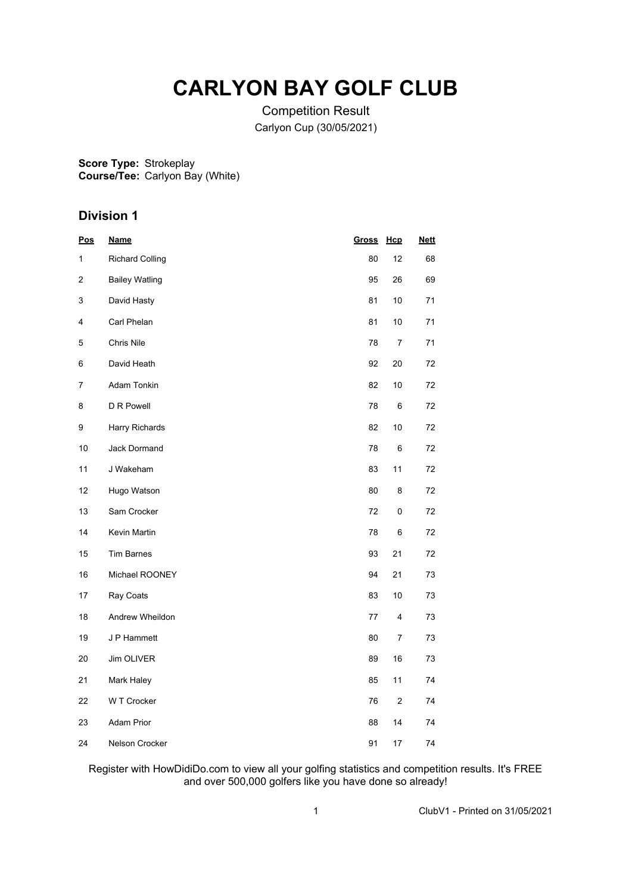# CARLYON BAY GOLF CLUB

Competition Result

Carlyon Cup (30/05/2021)

**Score Type:** Strokeplay
**Course/Tee:** Carlyon Bay (White)

## Division 1

| Pos | Name | Gross | Hcp | Nett |
|---|---|---|---|---|
| 1 | Richard Colling | 80 | 12 | 68 |
| 2 | Bailey Watling | 95 | 26 | 69 |
| 3 | David Hasty | 81 | 10 | 71 |
| 4 | Carl Phelan | 81 | 10 | 71 |
| 5 | Chris Nile | 78 | 7 | 71 |
| 6 | David Heath | 92 | 20 | 72 |
| 7 | Adam Tonkin | 82 | 10 | 72 |
| 8 | D R Powell | 78 | 6 | 72 |
| 9 | Harry Richards | 82 | 10 | 72 |
| 10 | Jack Dormand | 78 | 6 | 72 |
| 11 | J Wakeham | 83 | 11 | 72 |
| 12 | Hugo Watson | 80 | 8 | 72 |
| 13 | Sam Crocker | 72 | 0 | 72 |
| 14 | Kevin Martin | 78 | 6 | 72 |
| 15 | Tim Barnes | 93 | 21 | 72 |
| 16 | Michael ROONEY | 94 | 21 | 73 |
| 17 | Ray Coats | 83 | 10 | 73 |
| 18 | Andrew Wheildon | 77 | 4 | 73 |
| 19 | J P Hammett | 80 | 7 | 73 |
| 20 | Jim OLIVER | 89 | 16 | 73 |
| 21 | Mark Haley | 85 | 11 | 74 |
| 22 | W T Crocker | 76 | 2 | 74 |
| 23 | Adam Prior | 88 | 14 | 74 |
| 24 | Nelson Crocker | 91 | 17 | 74 |

Register with HowDidiDo.com to view all your golfing statistics and competition results. It's FREE and over 500,000 golfers like you have done so already!

ClubV1 - Printed on 31/05/2021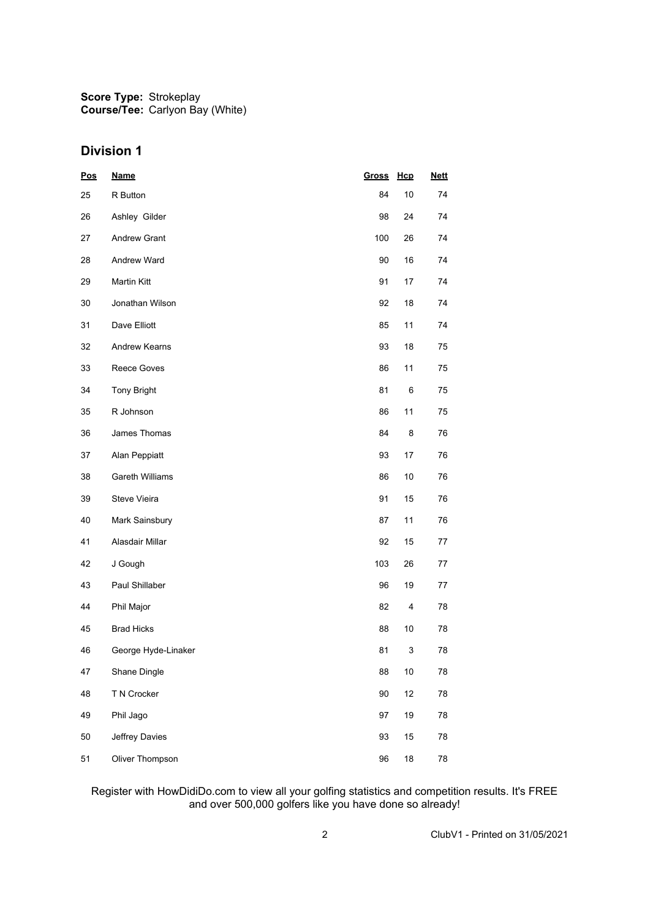**Score Type:** Strokeplay
**Course/Tee:** Carlyon Bay (White)

## Division 1

| Pos | Name | Gross | Hcp | Nett |
|---|---|---|---|---|
| 25 | R Button | 84 | 10 | 74 |
| 26 | Ashley Gilder | 98 | 24 | 74 |
| 27 | Andrew Grant | 100 | 26 | 74 |
| 28 | Andrew Ward | 90 | 16 | 74 |
| 29 | Martin Kitt | 91 | 17 | 74 |
| 30 | Jonathan Wilson | 92 | 18 | 74 |
| 31 | Dave Elliott | 85 | 11 | 74 |
| 32 | Andrew Kearns | 93 | 18 | 75 |
| 33 | Reece Goves | 86 | 11 | 75 |
| 34 | Tony Bright | 81 | 6 | 75 |
| 35 | R Johnson | 86 | 11 | 75 |
| 36 | James Thomas | 84 | 8 | 76 |
| 37 | Alan Peppiatt | 93 | 17 | 76 |
| 38 | Gareth Williams | 86 | 10 | 76 |
| 39 | Steve Vieira | 91 | 15 | 76 |
| 40 | Mark Sainsbury | 87 | 11 | 76 |
| 41 | Alasdair Millar | 92 | 15 | 77 |
| 42 | J Gough | 103 | 26 | 77 |
| 43 | Paul Shillaber | 96 | 19 | 77 |
| 44 | Phil Major | 82 | 4 | 78 |
| 45 | Brad Hicks | 88 | 10 | 78 |
| 46 | George Hyde-Linaker | 81 | 3 | 78 |
| 47 | Shane Dingle | 88 | 10 | 78 |
| 48 | T N Crocker | 90 | 12 | 78 |
| 49 | Phil Jago | 97 | 19 | 78 |
| 50 | Jeffrey Davies | 93 | 15 | 78 |
| 51 | Oliver Thompson | 96 | 18 | 78 |

Register with HowDidiDo.com to view all your golfing statistics and competition results. It's FREE and over 500,000 golfers like you have done so already!

ClubV1 - Printed on 31/05/2021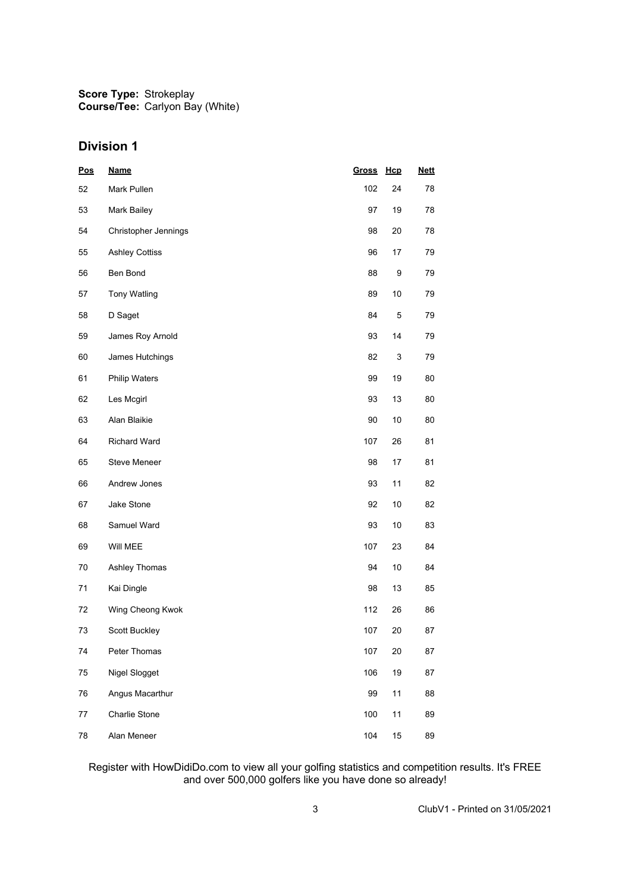**Score Type:** Strokeplay
**Course/Tee:** Carlyon Bay (White)

## Division 1

| Pos | Name | Gross | Hcp | Nett |
|---|---|---|---|---|
| 52 | Mark Pullen | 102 | 24 | 78 |
| 53 | Mark Bailey | 97 | 19 | 78 |
| 54 | Christopher Jennings | 98 | 20 | 78 |
| 55 | Ashley Cottiss | 96 | 17 | 79 |
| 56 | Ben Bond | 88 | 9 | 79 |
| 57 | Tony Watling | 89 | 10 | 79 |
| 58 | D Saget | 84 | 5 | 79 |
| 59 | James Roy Arnold | 93 | 14 | 79 |
| 60 | James Hutchings | 82 | 3 | 79 |
| 61 | Philip Waters | 99 | 19 | 80 |
| 62 | Les Mcgirl | 93 | 13 | 80 |
| 63 | Alan Blaikie | 90 | 10 | 80 |
| 64 | Richard Ward | 107 | 26 | 81 |
| 65 | Steve Meneer | 98 | 17 | 81 |
| 66 | Andrew Jones | 93 | 11 | 82 |
| 67 | Jake Stone | 92 | 10 | 82 |
| 68 | Samuel Ward | 93 | 10 | 83 |
| 69 | Will MEE | 107 | 23 | 84 |
| 70 | Ashley Thomas | 94 | 10 | 84 |
| 71 | Kai Dingle | 98 | 13 | 85 |
| 72 | Wing Cheong Kwok | 112 | 26 | 86 |
| 73 | Scott Buckley | 107 | 20 | 87 |
| 74 | Peter Thomas | 107 | 20 | 87 |
| 75 | Nigel Slogget | 106 | 19 | 87 |
| 76 | Angus Macarthur | 99 | 11 | 88 |
| 77 | Charlie Stone | 100 | 11 | 89 |
| 78 | Alan Meneer | 104 | 15 | 89 |

Register with HowDidiDo.com to view all your golfing statistics and competition results. It's FREE and over 500,000 golfers like you have done so already!

ClubV1 - Printed on 31/05/2021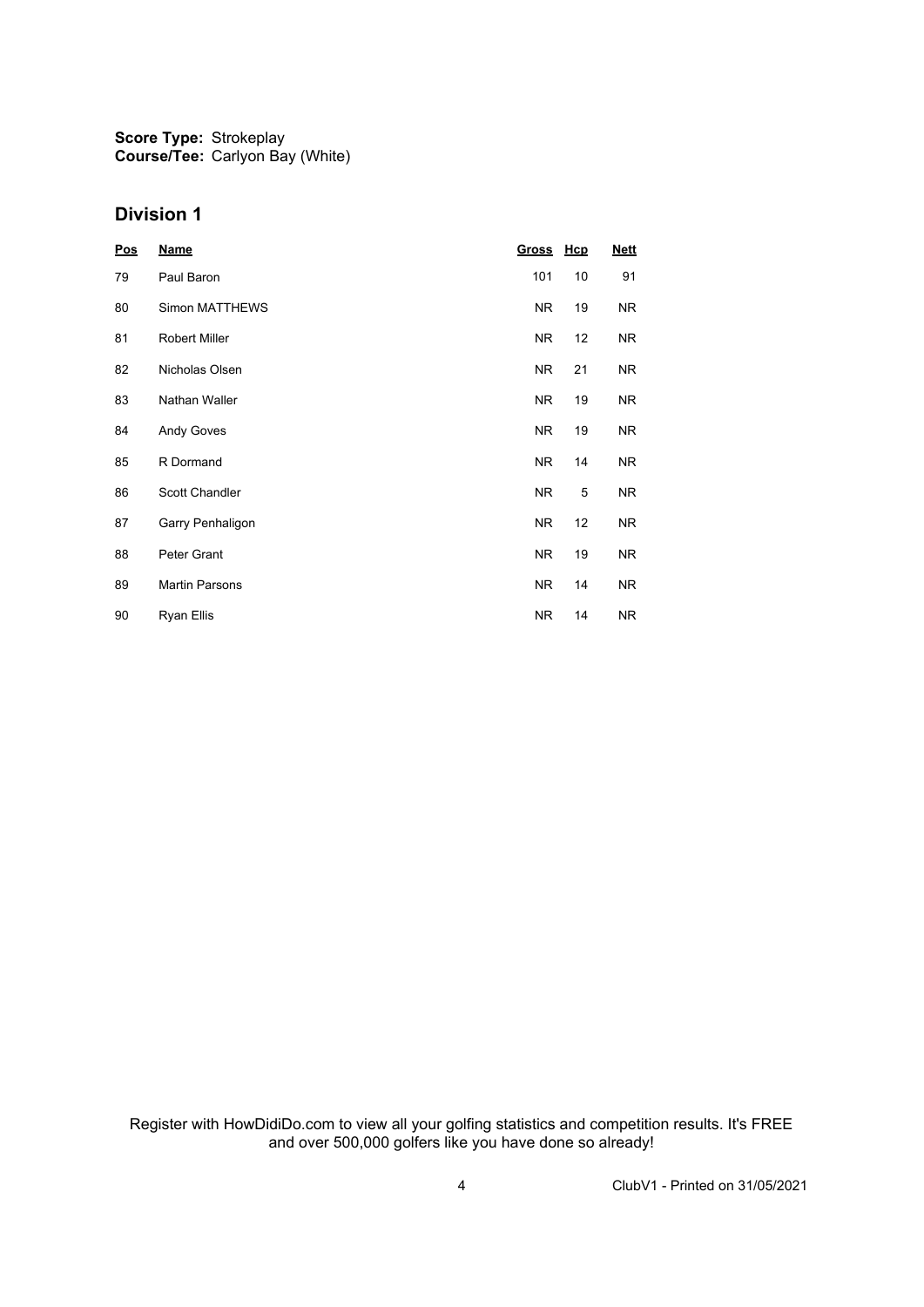**Score Type:** Strokeplay
**Course/Tee:** Carlyon Bay (White)

## Division 1

| Pos | Name | Gross | Hcp | Nett |
|---|---|---|---|---|
| 79 | Paul Baron | 101 | 10 | 91 |
| 80 | Simon MATTHEWS | NR | 19 | NR |
| 81 | Robert Miller | NR | 12 | NR |
| 82 | Nicholas Olsen | NR | 21 | NR |
| 83 | Nathan Waller | NR | 19 | NR |
| 84 | Andy Goves | NR | 19 | NR |
| 85 | R Dormand | NR | 14 | NR |
| 86 | Scott Chandler | NR | 5 | NR |
| 87 | Garry Penhaligon | NR | 12 | NR |
| 88 | Peter Grant | NR | 19 | NR |
| 89 | Martin Parsons | NR | 14 | NR |
| 90 | Ryan Ellis | NR | 14 | NR |

Register with HowDidiDo.com to view all your golfing statistics and competition results. It's FREE and over 500,000 golfers like you have done so already!

ClubV1 - Printed on 31/05/2021